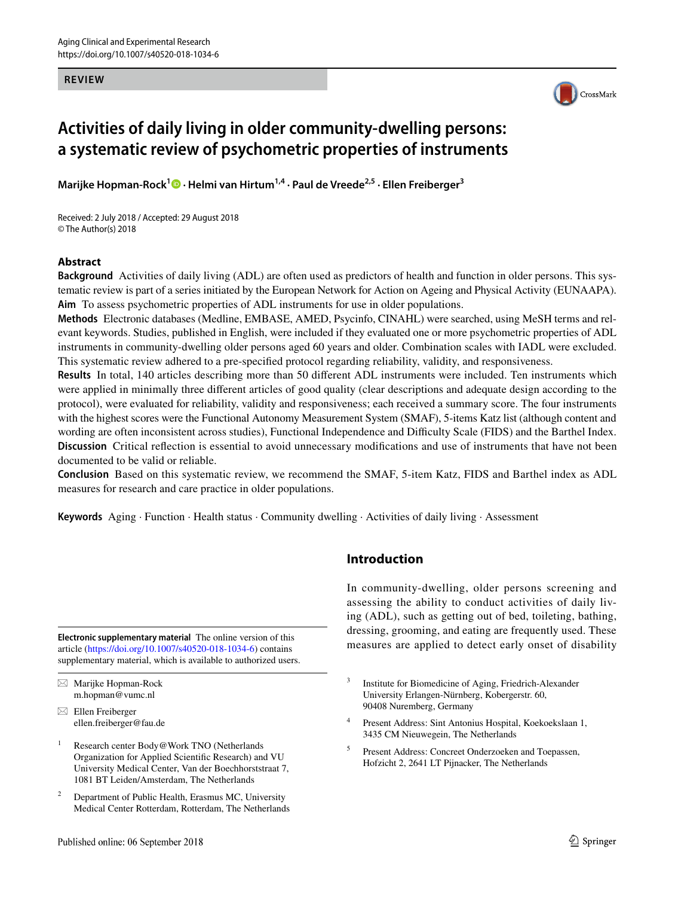REVIEW

# Activities of daily living in older community-dwelling persons: a systematic review of psychometric properties of instruments

**Marijke Hopman-Rock[1] · Helmi van Hirtum[1,4] · Paul de Vreede[2,5] · Ellen Freiberger[3]**

Received: 2 July 2018 / Accepted: 29 August 2018
© The Author(s) 2018

## Abstract

**Background** Activities of daily living (ADL) are often used as predictors of health and function in older persons. This systematic review is part of a series initiated by the European Network for Action on Ageing and Physical Activity (EUNAAPA).

**Aim** To assess psychometric properties of ADL instruments for use in older populations.

**Methods** Electronic databases (Medline, EMBASE, AMED, Psycinfo, CINAHL) were searched, using MeSH terms and relevant keywords. Studies, published in English, were included if they evaluated one or more psychometric properties of ADL instruments in community-dwelling older persons aged 60 years and older. Combination scales with IADL were excluded. This systematic review adhered to a pre-specified protocol regarding reliability, validity, and responsiveness.

**Results** In total, 140 articles describing more than 50 different ADL instruments were included. Ten instruments which were applied in minimally three different articles of good quality (clear descriptions and adequate design according to the protocol), were evaluated for reliability, validity and responsiveness; each received a summary score. The four instruments with the highest scores were the Functional Autonomy Measurement System (SMAF), 5-items Katz list (although content and wording are often inconsistent across studies), Functional Independence and Difficulty Scale (FIDS) and the Barthel Index.

**Discussion** Critical reflection is essential to avoid unnecessary modifications and use of instruments that have not been documented to be valid or reliable.

**Conclusion** Based on this systematic review, we recommend the SMAF, 5-item Katz, FIDS and Barthel index as ADL measures for research and care practice in older populations.

**Keywords** Aging · Function · Health status · Community dwelling · Activities of daily living · Assessment

## Introduction

In community-dwelling, older persons screening and assessing the ability to conduct activities of daily living (ADL), such as getting out of bed, toileting, bathing, dressing, grooming, and eating are frequently used. These measures are applied to detect early onset of disability

---

**Electronic supplementary material** The online version of this article (https://doi.org/10.1007/s40520-018-1034-6) contains supplementary material, which is available to authorized users.

✉ Marijke Hopman-Rock
m.hopman@vumc.nl

✉ Ellen Freiberger
ellen.freiberger@fau.de

[1] Research center Body@Work TNO (Netherlands Organization for Applied Scientific Research) and VU University Medical Center, Van der Boechhorststraat 7, 1081 BT Leiden/Amsterdam, The Netherlands

[2] Department of Public Health, Erasmus MC, University Medical Center Rotterdam, Rotterdam, The Netherlands

[3] Institute for Biomedicine of Aging, Friedrich-Alexander University Erlangen-Nürnberg, Kobergerstr. 60, 90408 Nuremberg, Germany

[4] Present Address: Sint Antonius Hospital, Koekoekslaan 1, 3435 CM Nieuwegein, The Netherlands

[5] Present Address: Concreet Onderzoeken and Toepassen, Hofzicht 2, 2641 LT Pijnacker, The Netherlands

Published online: 06 September 2018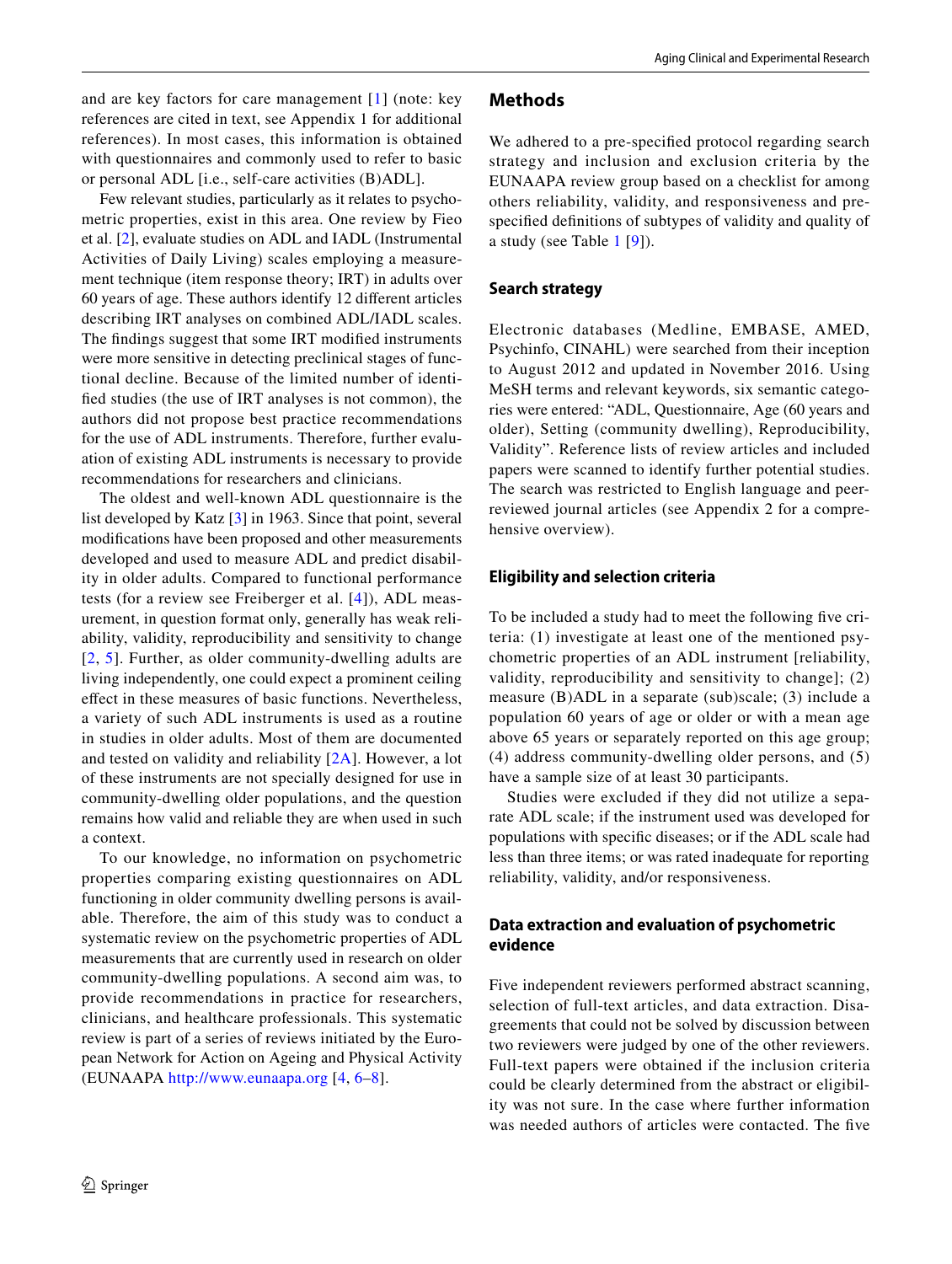and are key factors for care management [1] (note: key references are cited in text, see Appendix 1 for additional references). In most cases, this information is obtained with questionnaires and commonly used to refer to basic or personal ADL [i.e., self-care activities (B)ADL].

Few relevant studies, particularly as it relates to psychometric properties, exist in this area. One review by Fieo et al. [2], evaluate studies on ADL and IADL (Instrumental Activities of Daily Living) scales employing a measurement technique (item response theory; IRT) in adults over 60 years of age. These authors identify 12 different articles describing IRT analyses on combined ADL/IADL scales. The findings suggest that some IRT modified instruments were more sensitive in detecting preclinical stages of functional decline. Because of the limited number of identified studies (the use of IRT analyses is not common), the authors did not propose best practice recommendations for the use of ADL instruments. Therefore, further evaluation of existing ADL instruments is necessary to provide recommendations for researchers and clinicians.

The oldest and well-known ADL questionnaire is the list developed by Katz [3] in 1963. Since that point, several modifications have been proposed and other measurements developed and used to measure ADL and predict disability in older adults. Compared to functional performance tests (for a review see Freiberger et al. [4]), ADL measurement, in question format only, generally has weak reliability, validity, reproducibility and sensitivity to change [2, 5]. Further, as older community-dwelling adults are living independently, one could expect a prominent ceiling effect in these measures of basic functions. Nevertheless, a variety of such ADL instruments is used as a routine in studies in older adults. Most of them are documented and tested on validity and reliability [2A]. However, a lot of these instruments are not specially designed for use in community-dwelling older populations, and the question remains how valid and reliable they are when used in such a context.

To our knowledge, no information on psychometric properties comparing existing questionnaires on ADL functioning in older community dwelling persons is available. Therefore, the aim of this study was to conduct a systematic review on the psychometric properties of ADL measurements that are currently used in research on older community-dwelling populations. A second aim was, to provide recommendations in practice for researchers, clinicians, and healthcare professionals. This systematic review is part of a series of reviews initiated by the European Network for Action on Ageing and Physical Activity (EUNAAPA http://www.eunaapa.org [4, 6–8].

## Methods

We adhered to a pre-specified protocol regarding search strategy and inclusion and exclusion criteria by the EUNAAPA review group based on a checklist for among others reliability, validity, and responsiveness and pre-specified definitions of subtypes of validity and quality of a study (see Table 1 [9]).

### Search strategy

Electronic databases (Medline, EMBASE, AMED, Psychinfo, CINAHL) were searched from their inception to August 2012 and updated in November 2016. Using MeSH terms and relevant keywords, six semantic categories were entered: "ADL, Questionnaire, Age (60 years and older), Setting (community dwelling), Reproducibility, Validity". Reference lists of review articles and included papers were scanned to identify further potential studies. The search was restricted to English language and peer-reviewed journal articles (see Appendix 2 for a comprehensive overview).

### Eligibility and selection criteria

To be included a study had to meet the following five criteria: (1) investigate at least one of the mentioned psychometric properties of an ADL instrument [reliability, validity, reproducibility and sensitivity to change]; (2) measure (B)ADL in a separate (sub)scale; (3) include a population 60 years of age or older or with a mean age above 65 years or separately reported on this age group; (4) address community-dwelling older persons, and (5) have a sample size of at least 30 participants.

Studies were excluded if they did not utilize a separate ADL scale; if the instrument used was developed for populations with specific diseases; or if the ADL scale had less than three items; or was rated inadequate for reporting reliability, validity, and/or responsiveness.

### Data extraction and evaluation of psychometric evidence

Five independent reviewers performed abstract scanning, selection of full-text articles, and data extraction. Disagreements that could not be solved by discussion between two reviewers were judged by one of the other reviewers. Full-text papers were obtained if the inclusion criteria could be clearly determined from the abstract or eligibility was not sure. In the case where further information was needed authors of articles were contacted. The five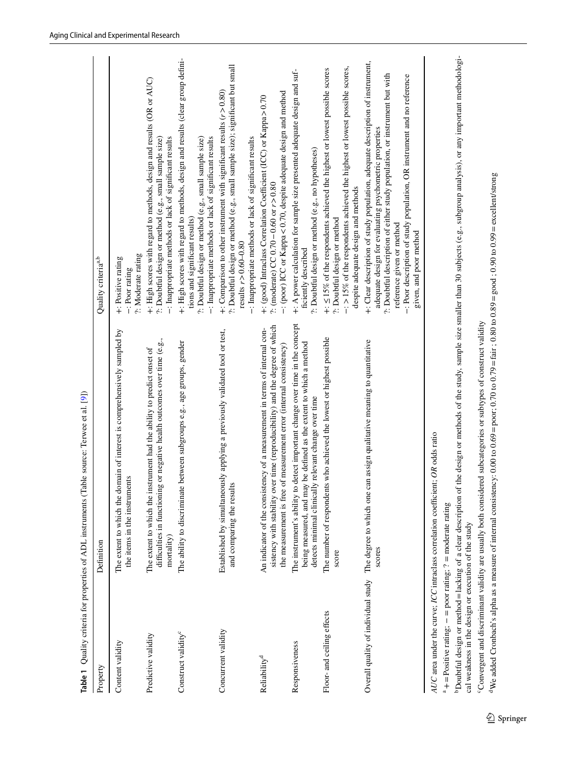**Table 1** Quality criteria for properties of ADL instruments (Table source: Terwee et al. [9])

| Property | Definition | Quality criteria[a,b] |
|---|---|---|
| Content validity | The extent to which the domain of interest is comprehensively sampled by the items in the instruments | +: Positive rating<br>–: Poor rating<br>?: Moderate rating |
| Predictive validity | The extent to which the instrument had the ability to predict onset of difficulties in functioning or negative health outcomes over time (e.g., mortality) | +: High scores with regard to methods, design and results (OR or AUC)<br>?: Doubtful design or method (e.g., small sample size)<br>–: Inappropriate methods or lack of significant results |
| Construct validity[c] | The ability to discriminate between subgroups e.g., age groups, gender | +: High scores with regard to methods, design and results (clear group definitions and significant results)<br>?: Doubtful design or method (e.g., small sample size)<br>–: Inappropriate methods or lack of significant results |
| Concurrent validity | Established by simultaneously applying a previously validated tool or test, and comparing the results | +: Comparison to other instrument with significant results ($r > 0.80$)<br>?: Doubtful design or method (e.g., small sample size); significant but small results $r > 0.60–0.80$<br>–: Inappropriate methods or lack of significant results |
| Reliability[d] | An indicator of the consistency of a measurement in terms of internal consistency with stability over time (reproducibility) and the degree of which the measurement is free of measurement error (internal consistency) | +: (good) Intraclass Correlation Coefficient (ICC) or Kappa > 0.70<br>?: (moderate) CC 0.70 – 0.60 or $r > 0.80$<br>–: (poor) ICC or Kappa < 0.70, despite adequate design and method |
| Responsiveness | The instrument's ability to detect important change over time in the concept being measured, and may be defined as the extent to which a method detects minimal clinically relevant change over time | +: A power calculation for sample size presented adequate design and sufficiently described<br>?: Doubtful design or method (e.g., no hypotheses) |
| Floor- and ceiling effects | The number of respondents who achieved the lowest or highest possible score | +: ≤ 15% of the respondents achieved the highest or lowest possible scores<br>?: Doubtful design or method<br>–: > 15% of the respondents achieved the highest or lowest possible scores, despite adequate design and methods |
| Overall quality of individual study | The degree to which one can assign qualitative meaning to quantitative scores | +: Clear description of study population, adequate description of instrument, adequate design for evaluating psychometric properties<br>?: Doubtful description of either study population, or instrument but with reference given or method<br>–: Poor description of study population, OR instrument and no reference given, and poor method |

*AUC* area under the curve; *ICC* intraclass correlation coefficient; *OR* odds ratio

[a] + = Positive rating; – = poor rating; ? = moderate rating

[b] Doubtful design or method = lacking of a clear description of the design or methods of the study, sample size smaller than 30 subjects (e.g., subgroup analysis), or any important methodological weakness in the design or execution of the study

[c] Convergent and discriminant validity are usually both considered subcategories or subtypes of construct validity

[d] We added Cronbach's alpha as a measure of internal consistency: 0.00 to 0.69 = poor; 0.70 to 0.79 = fair ; 0.80 to 0.89 = good ; 0.90 to 0.99 = excellent/strong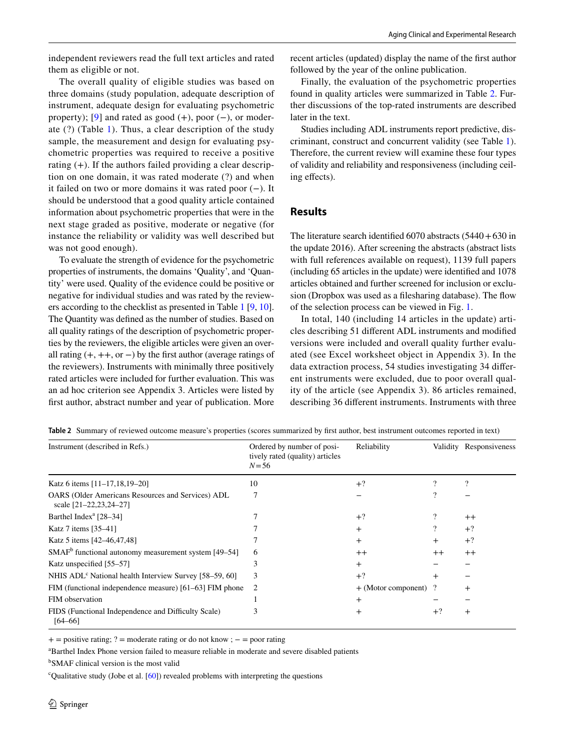independent reviewers read the full text articles and rated them as eligible or not.

The overall quality of eligible studies was based on three domains (study population, adequate description of instrument, adequate design for evaluating psychometric property); [9] and rated as good (+), poor (−), or moderate (?) (Table 1). Thus, a clear description of the study sample, the measurement and design for evaluating psychometric properties was required to receive a positive rating (+). If the authors failed providing a clear description on one domain, it was rated moderate (?) and when it failed on two or more domains it was rated poor (−). It should be understood that a good quality article contained information about psychometric properties that were in the next stage graded as positive, moderate or negative (for instance the reliability or validity was well described but was not good enough).

To evaluate the strength of evidence for the psychometric properties of instruments, the domains 'Quality', and 'Quantity' were used. Quality of the evidence could be positive or negative for individual studies and was rated by the reviewers according to the checklist as presented in Table 1 [9, 10]. The Quantity was defined as the number of studies. Based on all quality ratings of the description of psychometric properties by the reviewers, the eligible articles were given an overall rating (+, ++, or −) by the first author (average ratings of the reviewers). Instruments with minimally three positively rated articles were included for further evaluation. This was an ad hoc criterion see Appendix 3. Articles were listed by first author, abstract number and year of publication. More recent articles (updated) display the name of the first author followed by the year of the online publication.

Finally, the evaluation of the psychometric properties found in quality articles were summarized in Table 2. Further discussions of the top-rated instruments are described later in the text.

Studies including ADL instruments report predictive, discriminant, construct and concurrent validity (see Table 1). Therefore, the current review will examine these four types of validity and reliability and responsiveness (including ceiling effects).

## Results

The literature search identified 6070 abstracts (5440 + 630 in the update 2016). After screening the abstracts (abstract lists with full references available on request), 1139 full papers (including 65 articles in the update) were identified and 1078 articles obtained and further screened for inclusion or exclusion (Dropbox was used as a filesharing database). The flow of the selection process can be viewed in Fig. 1.

In total, 140 (including 14 articles in the update) articles describing 51 different ADL instruments and modified versions were included and overall quality further evaluated (see Excel worksheet object in Appendix 3). In the data extraction process, 54 studies investigating 34 different instruments were excluded, due to poor overall quality of the article (see Appendix 3). 86 articles remained, describing 36 different instruments. Instruments with three

**Table 2** Summary of reviewed outcome measure's properties (scores summarized by first author, best instrument outcomes reported in text)

| Instrument (described in Refs.) | Ordered by number of positively rated (quality) articles N = 56 | Reliability | Validity | Responsiveness |
|---|---|---|---|---|
| Katz 6 items [11–17,18,19–20] | 10 | +? | ? | ? |
| OARS (Older Americans Resources and Services) ADL scale [21–22,23,24–27] | 7 | − | ? | − |
| Barthel Index[a] [28–34] | 7 | +? | ? | ++ |
| Katz 7 items [35–41] | 7 | + | ? | +? |
| Katz 5 items [42–46,47,48] | 7 | + | + | +? |
| SMAF[b] functional autonomy measurement system [49–54] | 6 | ++ | ++ | ++ |
| Katz unspecified [55–57] | 3 | + | − | − |
| NHIS ADL[c] National health Interview Survey [58–59, 60] | 3 | +? | + | − |
| FIM (functional independence measure) [61–63] FIM phone | 2 | + (Motor component) | ? | + |
| FIM observation | 1 | + | − | − |
| FIDS (Functional Independence and Difficulty Scale) [64–66] | 3 | + | +? | + |

+ = positive rating; ? = moderate rating or do not know ; − = poor rating

[a]Barthel Index Phone version failed to measure reliable in moderate and severe disabled patients

[b]SMAF clinical version is the most valid

[c]Qualitative study (Jobe et al. [60]) revealed problems with interpreting the questions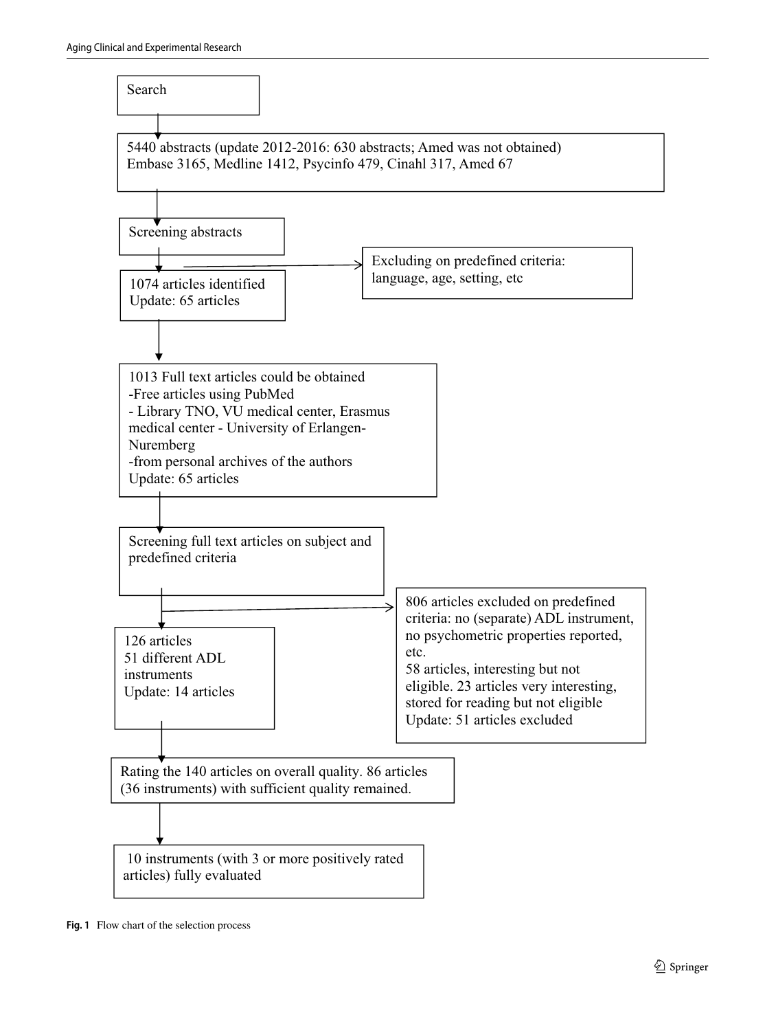Search

5440 abstracts (update 2012-2016: 630 abstracts; Amed was not obtained)
Embase 3165, Medline 1412, Psycinfo 479, Cinahl 317, Amed 67

Screening abstracts

1074 articles identified
Update: 65 articles

Excluding on predefined criteria: language, age, setting, etc

1013 Full text articles could be obtained
-Free articles using PubMed
- Library TNO, VU medical center, Erasmus medical center - University of Erlangen-Nuremberg
-from personal archives of the authors
Update: 65 articles

Screening full text articles on subject and predefined criteria

126 articles
51 different ADL instruments
Update: 14 articles

806 articles excluded on predefined criteria: no (separate) ADL instrument, no psychometric properties reported, etc.
58 articles, interesting but not eligible. 23 articles very interesting, stored for reading but not eligible
Update: 51 articles excluded

Rating the 140 articles on overall quality. 86 articles (36 instruments) with sufficient quality remained.

10 instruments (with 3 or more positively rated articles) fully evaluated

**Fig. 1** Flow chart of the selection process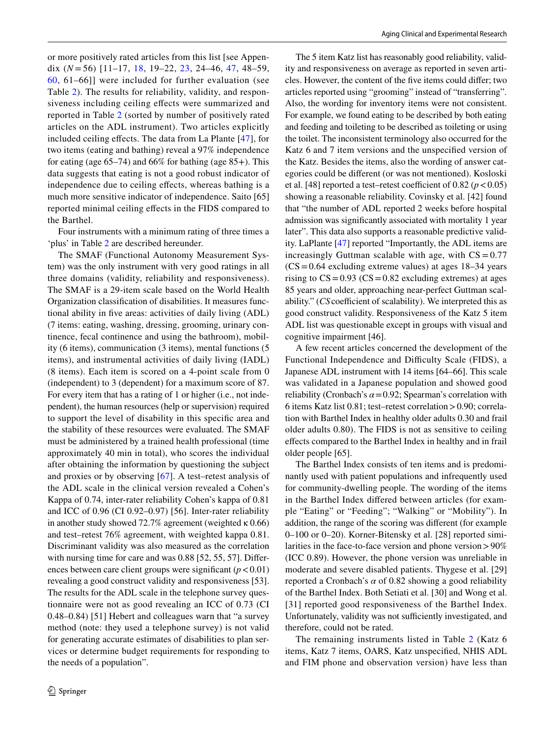or more positively rated articles from this list [see Appendix ($N = 56$) [11–17, 18, 19–22, 23, 24–46, 47, 48–59, 60, 61–66]] were included for further evaluation (see Table 2). The results for reliability, validity, and responsiveness including ceiling effects were summarized and reported in Table 2 (sorted by number of positively rated articles on the ADL instrument). Two articles explicitly included ceiling effects. The data from La Plante [47], for two items (eating and bathing) reveal a 97% independence for eating (age 65–74) and 66% for bathing (age 85+). This data suggests that eating is not a good robust indicator of independence due to ceiling effects, whereas bathing is a much more sensitive indicator of independence. Saito [65] reported minimal ceiling effects in the FIDS compared to the Barthel.

Four instruments with a minimum rating of three times a 'plus' in Table 2 are described hereunder.

The SMAF (Functional Autonomy Measurement System) was the only instrument with very good ratings in all three domains (validity, reliability and responsiveness). The SMAF is a 29-item scale based on the World Health Organization classification of disabilities. It measures functional ability in five areas: activities of daily living (ADL) (7 items: eating, washing, dressing, grooming, urinary continence, fecal continence and using the bathroom), mobility (6 items), communication (3 items), mental functions (5 items), and instrumental activities of daily living (IADL) (8 items). Each item is scored on a 4-point scale from 0 (independent) to 3 (dependent) for a maximum score of 87. For every item that has a rating of 1 or higher (i.e., not independent), the human resources (help or supervision) required to support the level of disability in this specific area and the stability of these resources were evaluated. The SMAF must be administered by a trained health professional (time approximately 40 min in total), who scores the individual after obtaining the information by questioning the subject and proxies or by observing [67]. A test–retest analysis of the ADL scale in the clinical version revealed a Cohen's Kappa of 0.74, inter-rater reliability Cohen's kappa of 0.81 and ICC of 0.96 (CI 0.92–0.97) [56]. Inter-rater reliability in another study showed 72.7% agreement (weighted κ 0.66) and test–retest 76% agreement, with weighted kappa 0.81. Discriminant validity was also measured as the correlation with nursing time for care and was 0.88 [52, 55, 57]. Differences between care client groups were significant ($p < 0.01$) revealing a good construct validity and responsiveness [53]. The results for the ADL scale in the telephone survey questionnaire were not as good revealing an ICC of 0.73 (CI 0.48–0.84) [51] Hebert and colleagues warn that "a survey method (note: they used a telephone survey) is not valid for generating accurate estimates of disabilities to plan services or determine budget requirements for responding to the needs of a population".

The 5 item Katz list has reasonably good reliability, validity and responsiveness on average as reported in seven articles. However, the content of the five items could differ; two articles reported using "grooming" instead of "transferring". Also, the wording for inventory items were not consistent. For example, we found eating to be described by both eating and feeding and toileting to be described as toileting or using the toilet. The inconsistent terminology also occurred for the Katz 6 and 7 item versions and the unspecified version of the Katz. Besides the items, also the wording of answer categories could be different (or was not mentioned). Kosloski et al. [48] reported a test–retest coefficient of 0.82 ($p < 0.05$) showing a reasonable reliability. Covinsky et al. [42] found that "the number of ADL reported 2 weeks before hospital admission was significantly associated with mortality 1 year later". This data also supports a reasonable predictive validity. LaPlante [47] reported "Importantly, the ADL items are increasingly Guttman scalable with age, with CS = 0.77 (CS = 0.64 excluding extreme values) at ages 18–34 years rising to CS = 0.93 (CS = 0.82 excluding extremes) at ages 85 years and older, approaching near-perfect Guttman scalability." (*CS* coefficient of scalability). We interpreted this as good construct validity. Responsiveness of the Katz 5 item ADL list was questionable except in groups with visual and cognitive impairment [46].

A few recent articles concerned the development of the Functional Independence and Difficulty Scale (FIDS), a Japanese ADL instrument with 14 items [64–66]. This scale was validated in a Japanese population and showed good reliability (Cronbach's $\alpha = 0.92$; Spearman's correlation with 6 items Katz list 0.81; test–retest correlation > 0.90; correlation with Barthel Index in healthy older adults 0.30 and frail older adults 0.80). The FIDS is not as sensitive to ceiling effects compared to the Barthel Index in healthy and in frail older people [65].

The Barthel Index consists of ten items and is predominantly used with patient populations and infrequently used for community-dwelling people. The wording of the items in the Barthel Index differed between articles (for example "Eating" or "Feeding"; "Walking" or "Mobility"). In addition, the range of the scoring was different (for example 0–100 or 0–20). Korner-Bitensky et al. [28] reported similarities in the face-to-face version and phone version > 90% (ICC 0.89). However, the phone version was unreliable in moderate and severe disabled patients. Thygese et al. [29] reported a Cronbach's $\alpha$ of 0.82 showing a good reliability of the Barthel Index. Both Setiati et al. [30] and Wong et al. [31] reported good responsiveness of the Barthel Index. Unfortunately, validity was not sufficiently investigated, and therefore, could not be rated.

The remaining instruments listed in Table 2 (Katz 6 items, Katz 7 items, OARS, Katz unspecified, NHIS ADL and FIM phone and observation version) have less than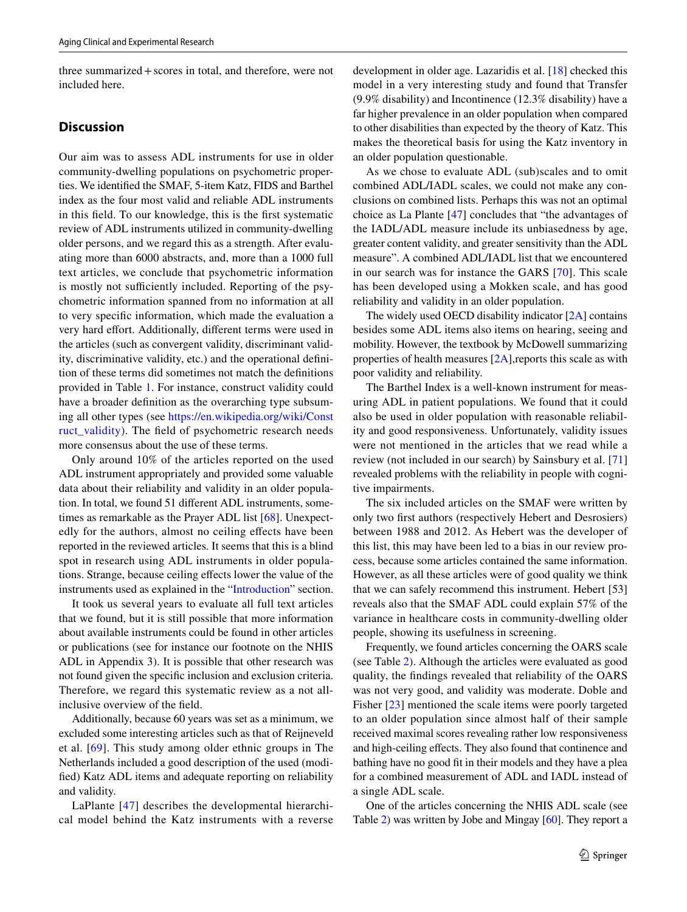three summarized + scores in total, and therefore, were not included here.

## Discussion

Our aim was to assess ADL instruments for use in older community-dwelling populations on psychometric properties. We identified the SMAF, 5-item Katz, FIDS and Barthel index as the four most valid and reliable ADL instruments in this field. To our knowledge, this is the first systematic review of ADL instruments utilized in community-dwelling older persons, and we regard this as a strength. After evaluating more than 6000 abstracts, and, more than a 1000 full text articles, we conclude that psychometric information is mostly not sufficiently included. Reporting of the psychometric information spanned from no information at all to very specific information, which made the evaluation a very hard effort. Additionally, different terms were used in the articles (such as convergent validity, discriminant validity, discriminative validity, etc.) and the operational definition of these terms did sometimes not match the definitions provided in Table 1. For instance, construct validity could have a broader definition as the overarching type subsuming all other types (see https://en.wikipedia.org/wiki/Construct_validity). The field of psychometric research needs more consensus about the use of these terms.

Only around 10% of the articles reported on the used ADL instrument appropriately and provided some valuable data about their reliability and validity in an older population. In total, we found 51 different ADL instruments, sometimes as remarkable as the Prayer ADL list [68]. Unexpectedly for the authors, almost no ceiling effects have been reported in the reviewed articles. It seems that this is a blind spot in research using ADL instruments in older populations. Strange, because ceiling effects lower the value of the instruments used as explained in the "Introduction" section.

It took us several years to evaluate all full text articles that we found, but it is still possible that more information about available instruments could be found in other articles or publications (see for instance our footnote on the NHIS ADL in Appendix 3). It is possible that other research was not found given the specific inclusion and exclusion criteria. Therefore, we regard this systematic review as a not all-inclusive overview of the field.

Additionally, because 60 years was set as a minimum, we excluded some interesting articles such as that of Reijneveld et al. [69]. This study among older ethnic groups in The Netherlands included a good description of the used (modified) Katz ADL items and adequate reporting on reliability and validity.

LaPlante [47] describes the developmental hierarchical model behind the Katz instruments with a reverse development in older age. Lazaridis et al. [18] checked this model in a very interesting study and found that Transfer (9.9% disability) and Incontinence (12.3% disability) have a far higher prevalence in an older population when compared to other disabilities than expected by the theory of Katz. This makes the theoretical basis for using the Katz inventory in an older population questionable.

As we chose to evaluate ADL (sub)scales and to omit combined ADL/IADL scales, we could not make any conclusions on combined lists. Perhaps this was not an optimal choice as La Plante [47] concludes that "the advantages of the IADL/ADL measure include its unbiasedness by age, greater content validity, and greater sensitivity than the ADL measure". A combined ADL/IADL list that we encountered in our search was for instance the GARS [70]. This scale has been developed using a Mokken scale, and has good reliability and validity in an older population.

The widely used OECD disability indicator [2A] contains besides some ADL items also items on hearing, seeing and mobility. However, the textbook by McDowell summarizing properties of health measures [2A],reports this scale as with poor validity and reliability.

The Barthel Index is a well-known instrument for measuring ADL in patient populations. We found that it could also be used in older population with reasonable reliability and good responsiveness. Unfortunately, validity issues were not mentioned in the articles that we read while a review (not included in our search) by Sainsbury et al. [71] revealed problems with the reliability in people with cognitive impairments.

The six included articles on the SMAF were written by only two first authors (respectively Hebert and Desrosiers) between 1988 and 2012. As Hebert was the developer of this list, this may have been led to a bias in our review process, because some articles contained the same information. However, as all these articles were of good quality we think that we can safely recommend this instrument. Hebert [53] reveals also that the SMAF ADL could explain 57% of the variance in healthcare costs in community-dwelling older people, showing its usefulness in screening.

Frequently, we found articles concerning the OARS scale (see Table 2). Although the articles were evaluated as good quality, the findings revealed that reliability of the OARS was not very good, and validity was moderate. Doble and Fisher [23] mentioned the scale items were poorly targeted to an older population since almost half of their sample received maximal scores revealing rather low responsiveness and high-ceiling effects. They also found that continence and bathing have no good fit in their models and they have a plea for a combined measurement of ADL and IADL instead of a single ADL scale.

One of the articles concerning the NHIS ADL scale (see Table 2) was written by Jobe and Mingay [60]. They report a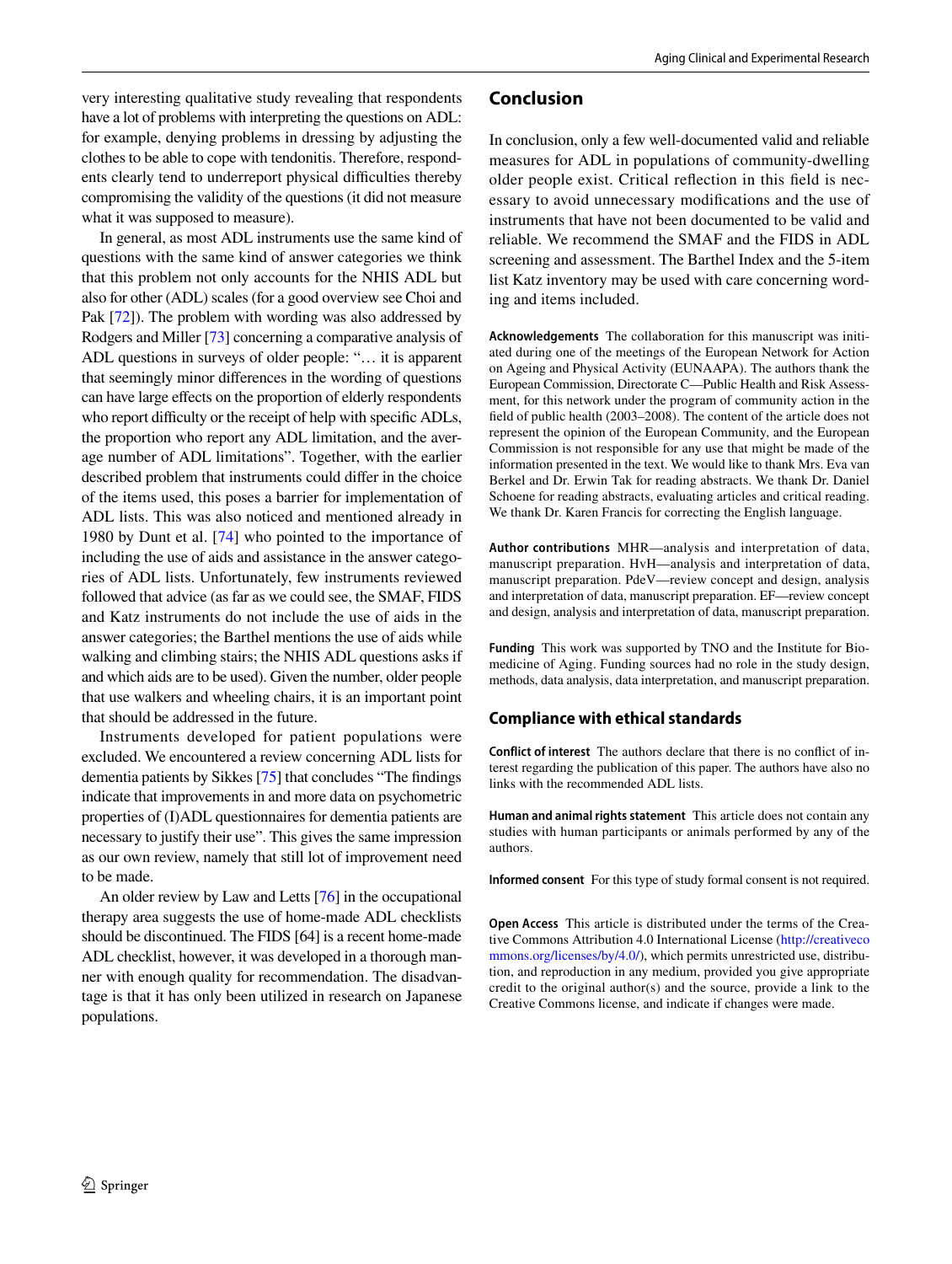very interesting qualitative study revealing that respondents have a lot of problems with interpreting the questions on ADL: for example, denying problems in dressing by adjusting the clothes to be able to cope with tendonitis. Therefore, respondents clearly tend to underreport physical difficulties thereby compromising the validity of the questions (it did not measure what it was supposed to measure).

In general, as most ADL instruments use the same kind of questions with the same kind of answer categories we think that this problem not only accounts for the NHIS ADL but also for other (ADL) scales (for a good overview see Choi and Pak [72]). The problem with wording was also addressed by Rodgers and Miller [73] concerning a comparative analysis of ADL questions in surveys of older people: "… it is apparent that seemingly minor differences in the wording of questions can have large effects on the proportion of elderly respondents who report difficulty or the receipt of help with specific ADLs, the proportion who report any ADL limitation, and the average number of ADL limitations". Together, with the earlier described problem that instruments could differ in the choice of the items used, this poses a barrier for implementation of ADL lists. This was also noticed and mentioned already in 1980 by Dunt et al. [74] who pointed to the importance of including the use of aids and assistance in the answer categories of ADL lists. Unfortunately, few instruments reviewed followed that advice (as far as we could see, the SMAF, FIDS and Katz instruments do not include the use of aids in the answer categories; the Barthel mentions the use of aids while walking and climbing stairs; the NHIS ADL questions asks if and which aids are to be used). Given the number, older people that use walkers and wheeling chairs, it is an important point that should be addressed in the future.

Instruments developed for patient populations were excluded. We encountered a review concerning ADL lists for dementia patients by Sikkes [75] that concludes "The findings indicate that improvements in and more data on psychometric properties of (I)ADL questionnaires for dementia patients are necessary to justify their use". This gives the same impression as our own review, namely that still lot of improvement need to be made.

An older review by Law and Letts [76] in the occupational therapy area suggests the use of home-made ADL checklists should be discontinued. The FIDS [64] is a recent home-made ADL checklist, however, it was developed in a thorough manner with enough quality for recommendation. The disadvantage is that it has only been utilized in research on Japanese populations.

## Conclusion

In conclusion, only a few well-documented valid and reliable measures for ADL in populations of community-dwelling older people exist. Critical reflection in this field is necessary to avoid unnecessary modifications and the use of instruments that have not been documented to be valid and reliable. We recommend the SMAF and the FIDS in ADL screening and assessment. The Barthel Index and the 5-item list Katz inventory may be used with care concerning wording and items included.

**Acknowledgements** The collaboration for this manuscript was initiated during one of the meetings of the European Network for Action on Ageing and Physical Activity (EUNAAPA). The authors thank the European Commission, Directorate C—Public Health and Risk Assessment, for this network under the program of community action in the field of public health (2003–2008). The content of the article does not represent the opinion of the European Community, and the European Commission is not responsible for any use that might be made of the information presented in the text. We would like to thank Mrs. Eva van Berkel and Dr. Erwin Tak for reading abstracts. We thank Dr. Daniel Schoene for reading abstracts, evaluating articles and critical reading. We thank Dr. Karen Francis for correcting the English language.

**Author contributions** MHR—analysis and interpretation of data, manuscript preparation. HvH—analysis and interpretation of data, manuscript preparation. PdeV—review concept and design, analysis and interpretation of data, manuscript preparation. EF—review concept and design, analysis and interpretation of data, manuscript preparation.

**Funding** This work was supported by TNO and the Institute for Biomedicine of Aging. Funding sources had no role in the study design, methods, data analysis, data interpretation, and manuscript preparation.

## Compliance with ethical standards

**Conflict of interest** The authors declare that there is no conflict of interest regarding the publication of this paper. The authors have also no links with the recommended ADL lists.

**Human and animal rights statement** This article does not contain any studies with human participants or animals performed by any of the authors.

**Informed consent** For this type of study formal consent is not required.

**Open Access** This article is distributed under the terms of the Creative Commons Attribution 4.0 International License (http://creativecommons.org/licenses/by/4.0/), which permits unrestricted use, distribution, and reproduction in any medium, provided you give appropriate credit to the original author(s) and the source, provide a link to the Creative Commons license, and indicate if changes were made.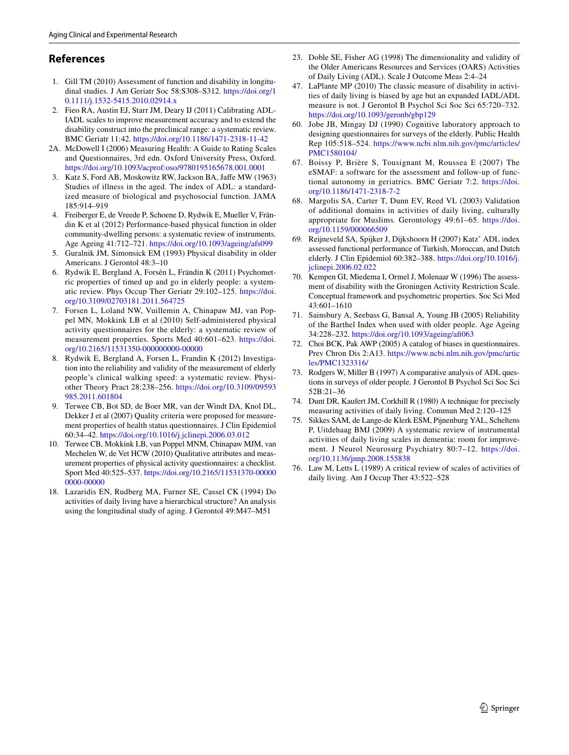## References

1. Gill TM (2010) Assessment of function and disability in longitudinal studies. J Am Geriatr Soc 58:S308–S312. https://doi.org/10.1111/j.1532-5415.2010.02914.x
2. Fieo RA, Austin EJ, Starr JM, Deary IJ (2011) Calibrating ADL-IADL scales to improve measurement accuracy and to extend the disability construct into the preclinical range: a systematic review. BMC Geriatr 11:42. https://doi.org/10.1186/1471-2318-11-42

2A. McDowell I (2006) Measuring Health: A Guide to Rating Scales and Questionnaires, 3rd edn. Oxford University Press, Oxford. https://doi.org/10.1093/acprof:oso/9780195165678.001.0001

3. Katz S, Ford AB, Moskowitz RW, Jackson BA, Jaffe MW (1963) Studies of illness in the aged. The index of ADL: a standardized measure of biological and psychosocial function. JAMA 185:914–919
4. Freiberger E, de Vreede P, Schoene D, Rydwik E, Mueller V, Frändin K et al (2012) Performance-based physical function in older community-dwelling persons: a systematic review of instruments. Age Ageing 41:712–721. https://doi.org/10.1093/ageing/afs099
5. Guralnik JM, Simonsick EM (1993) Physical disability in older Americans. J Gerontol 48:3–10
6. Rydwik E, Bergland A, Forsén L, Frändin K (2011) Psychometric properties of timed up and go in elderly people: a systematic review. Phys Occup Ther Geriatr 29:102–125. https://doi.org/10.3109/02703181.2011.564725
7. Forsen L, Loland NW, Vuillemin A, Chinapaw MJ, van Poppel MN, Mokkink LB et al (2010) Self-administered physical activity questionnaires for the elderly: a systematic review of measurement properties. Sports Med 40:601–623. https://doi.org/10.2165/11531350-000000000-00000
8. Rydwik E, Bergland A, Forsen L, Frandin K (2012) Investigation into the reliability and validity of the measurement of elderly people's clinical walking speed: a systematic review. Physiother Theory Pract 28:238–256. https://doi.org/10.3109/09593985.2011.601804
9. Terwee CB, Bot SD, de Boer MR, van der Windt DA, Knol DL, Dekker J et al (2007) Quality criteria were proposed for measurement properties of health status questionnaires. J Clin Epidemiol 60:34–42. https://doi.org/10.1016/j.jclinepi.2006.03.012
10. Terwee CB, Mokkink LB, van Poppel MNM, Chinapaw MJM, van Mechelen W, de Vet HCW (2010) Qualitative attributes and measurement properties of physical activity questionnaires: a checklist. Sport Med 40:525–537. https://doi.org/10.2165/11531370-000000000-00000
18. Lazaridis EN, Rudberg MA, Furner SE, Cassel CK (1994) Do activities of daily living have a hierarchical structure? An analysis using the longitudinal study of aging. J Gerontol 49:M47–M51
23. Doble SE, Fisher AG (1998) The dimensionality and validity of the Older Americans Resources and Services (OARS) Activities of Daily Living (ADL). Scale J Outcome Meas 2:4–24
47. LaPlante MP (2010) The classic measure of disability in activities of daily living is biased by age but an expanded IADL/ADL measure is not. J Gerontol B Psychol Sci Soc Sci 65:720–732. https://doi.org/10.1093/geronb/gbp129
60. Jobe JB, Mingay DJ (1990) Cognitive laboratory approach to designing questionnaires for surveys of the elderly. Public Health Rep 105:518–524. https://www.ncbi.nlm.nih.gov/pmc/articles/PMC1580104/
67. Boissy P, Brière S, Tousignant M, Roussea E (2007) The eSMAF: a software for the assessment and follow-up of functional autonomy in geriatrics. BMC Geriatr 7:2. https://doi.org/10.1186/1471-2318-7-2
68. Margolis SA, Carter T, Dunn EV, Reed VL (2003) Validation of additional domains in activities of daily living, culturally appropriate for Muslims. Gerontology 49:61–65. https://doi.org/10.1159/000066509
69. Reijneveld SA, Spijker J, Dijkshoorn H (2007) Katz' ADL index assessed functional performance of Turkish, Moroccan, and Dutch elderly. J Clin Epidemiol 60:382–388. https://doi.org/10.1016/j.jclinepi.2006.02.022
70. Kempen GI, Miedema I, Ormel J, Molenaar W (1996) The assessment of disability with the Groningen Activity Restriction Scale. Conceptual framework and psychometric properties. Soc Sci Med 43:601–1610
71. Sainsbury A, Seebass G, Bansal A, Young JB (2005) Reliability of the Barthel Index when used with older people. Age Ageing 34:228–232. https://doi.org/10.1093/ageing/afi063
72. Choi BCK, Pak AWP (2005) A catalog of biases in questionnaires. Prev Chron Dis 2:A13. https://www.ncbi.nlm.nih.gov/pmc/articles/PMC1323316/
73. Rodgers W, Miller B (1997) A comparative analysis of ADL questions in surveys of older people. J Gerontol B Psychol Sci Soc Sci 52B:21–36
74. Dunt DR, Kaufert JM, Corkhill R (1980) A technique for precisely measuring activities of daily living. Commun Med 2:120–125
75. Sikkes SAM, de Lange-de Klerk ESM, Pijnenburg YAL, Scheltens P, Uitdehaag BMJ (2009) A systematic review of instrumental activities of daily living scales in dementia: room for improvement. J Neurol Neurosurg Psychiatry 80:7–12. https://doi.org/10.1136/jnnp.2008.155838
76. Law M, Letts L (1989) A critical review of scales of activities of daily living. Am J Occup Ther 43:522–528